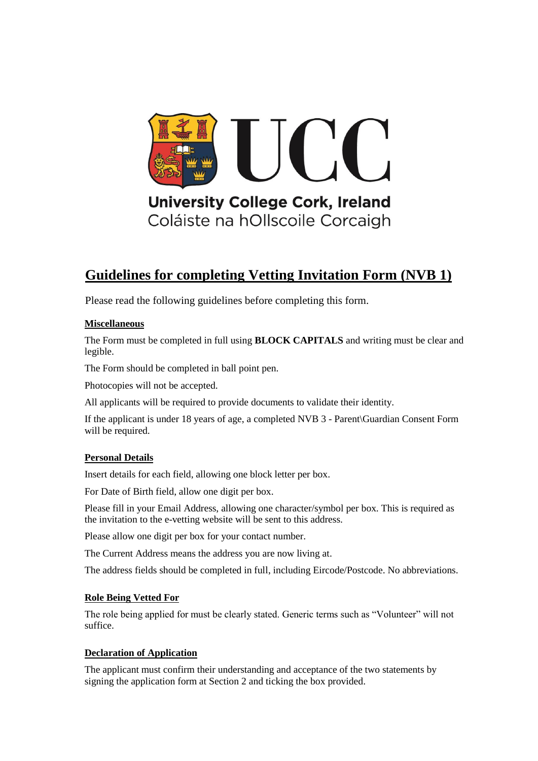University College Cork, Ireland
Coláiste na hOllscoile Corcaigh

# Guidelines for completing Vetting Invitation Form (NVB 1)

Please read the following guidelines before completing this form.

## Miscellaneous

The Form must be completed in full using **BLOCK CAPITALS** and writing must be clear and legible.

The Form should be completed in ball point pen.

Photocopies will not be accepted.

All applicants will be required to provide documents to validate their identity.

If the applicant is under 18 years of age, a completed NVB 3 - Parent\Guardian Consent Form will be required.

## Personal Details

Insert details for each field, allowing one block letter per box.

For Date of Birth field, allow one digit per box.

Please fill in your Email Address, allowing one character/symbol per box. This is required as the invitation to the e-vetting website will be sent to this address.

Please allow one digit per box for your contact number.

The Current Address means the address you are now living at.

The address fields should be completed in full, including Eircode/Postcode. No abbreviations.

## Role Being Vetted For

The role being applied for must be clearly stated. Generic terms such as "Volunteer" will not suffice.

## Declaration of Application

The applicant must confirm their understanding and acceptance of the two statements by signing the application form at Section 2 and ticking the box provided.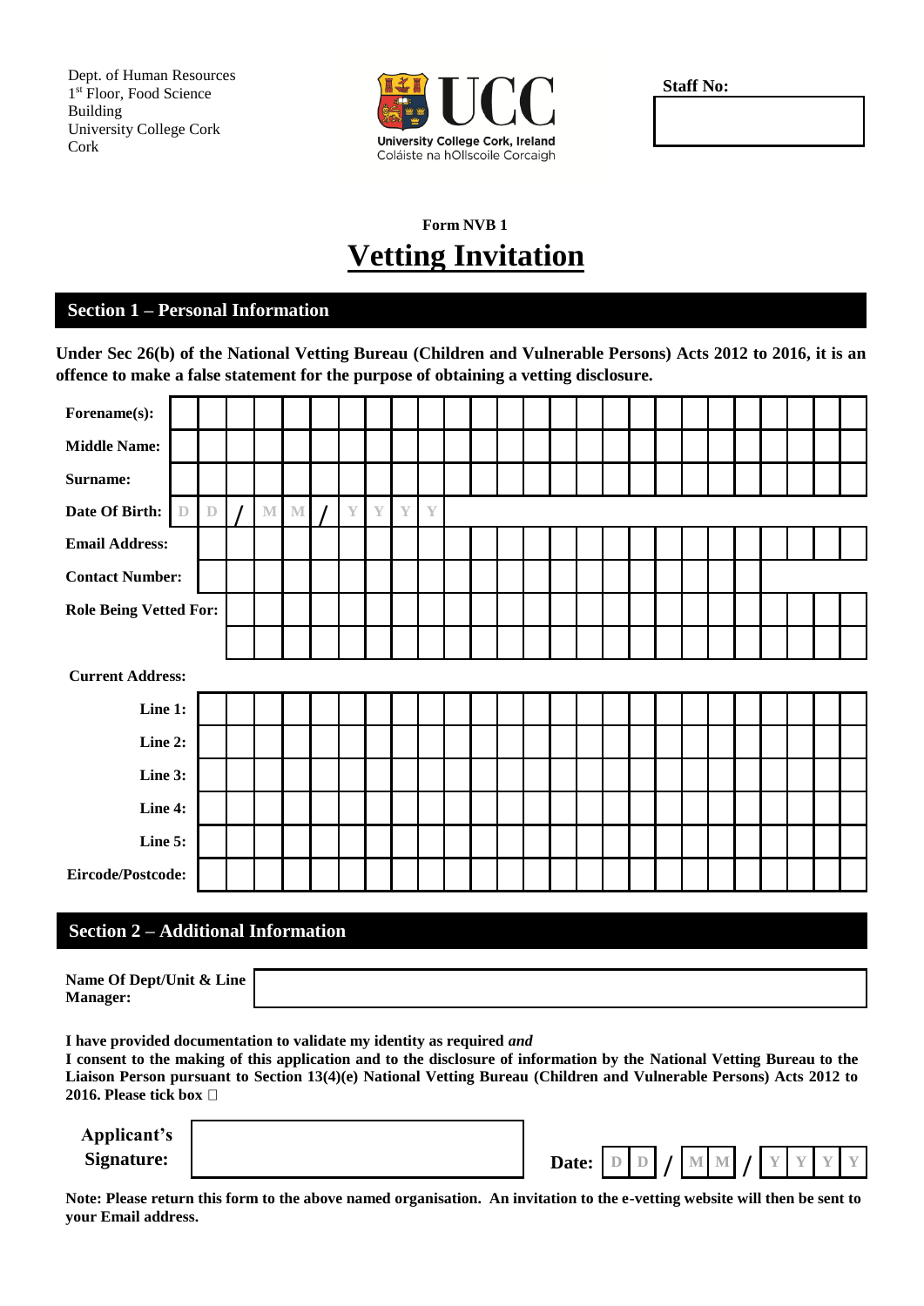Dept. of Human Resources
1st Floor, Food Science Building
University College Cork
Cork

UCC
University College Cork, Ireland
Coláiste na hOllscoile Corcaigh

**Staff No:**

**Form NVB 1**

# Vetting Invitation

## Section 1 – Personal Information

**Under Sec 26(b) of the National Vetting Bureau (Children and Vulnerable Persons) Acts 2012 to 2016, it is an offence to make a false statement for the purpose of obtaining a vetting disclosure.**

| | |
|---|---|
| **Forename(s):** | |
| **Middle Name:** | |
| **Surname:** | |
| **Date Of Birth:** | D D / M M / Y Y Y Y |
| **Email Address:** | |
| **Contact Number:** | |
| **Role Being Vetted For:** | |
| | |

**Current Address:**

| | |
|---|---|
| **Line 1:** | |
| **Line 2:** | |
| **Line 3:** | |
| **Line 4:** | |
| **Line 5:** | |
| **Eircode/Postcode:** | |

## Section 2 – Additional Information

| | |
|---|---|
| **Name Of Dept/Unit & Line Manager:** | |

**I have provided documentation to validate my identity as required *and***
**I consent to the making of this application and to the disclosure of information by the National Vetting Bureau to the Liaison Person pursuant to Section 13(4)(e) National Vetting Bureau (Children and Vulnerable Persons) Acts 2012 to 2016. Please tick box ☐**

**Applicant's Signature:** &nbsp;&nbsp;&nbsp;&nbsp; **Date:** D D / M M / Y Y Y Y

**Note: Please return this form to the above named organisation. An invitation to the e-vetting website will then be sent to your Email address.**